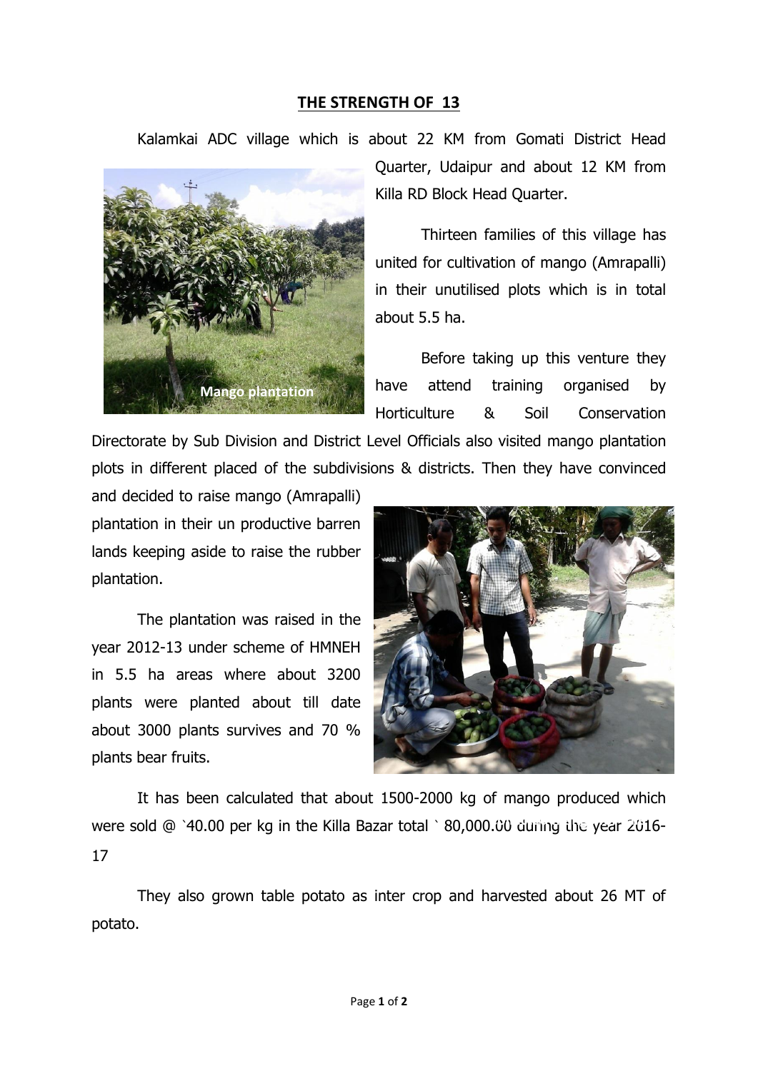## THE STRENGTH OF 13

Kalamkai ADC village which is about 22 KM from Gomati District Head Quarter, Udaipur and about 12 KM from Killa RD Block Head Quarter.

Mango plantation

Thirteen families of this village has united for cultivation of mango (Amrapalli) in their unutilised plots which is in total about 5.5 ha.

Before taking up this venture they have attend training organised by Horticulture & Soil Conservation Directorate by Sub Division and District Level Officials also visited mango plantation plots in different placed of the subdivisions & districts. Then they have convinced and decided to raise mango (Amrapalli) plantation in their un productive barren lands keeping aside to raise the rubber plantation.

The plantation was raised in the year 2012-13 under scheme of HMNEH in 5.5 ha areas where about 3200 plants were planted about till date about 3000 plants survives and 70 % plants bear fruits.

It has been calculated that about 1500-2000 kg of mango produced which were sold @ `40.00 per kg in the Killa Bazar total ` 80,000.00 during the year 2016-17

They also grown table potato as inter crop and harvested about 26 MT of potato.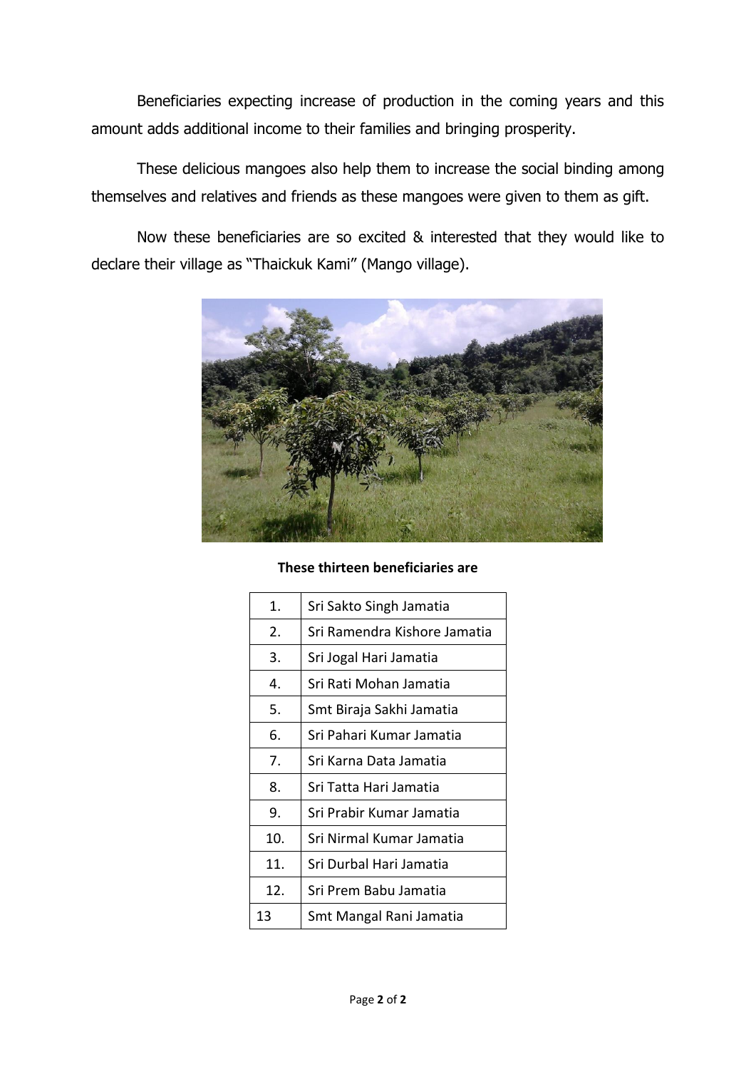Beneficiaries expecting increase of production in the coming years and this amount adds additional income to their families and bringing prosperity.

These delicious mangoes also help them to increase the social binding among themselves and relatives and friends as these mangoes were given to them as gift.

Now these beneficiaries are so excited & interested that they would like to declare their village as "Thaickuk Kami" (Mango village).

**These thirteen beneficiaries are**

| | |
|---|---|
| 1. | Sri Sakto Singh Jamatia |
| 2. | Sri Ramendra Kishore Jamatia |
| 3. | Sri Jogal Hari Jamatia |
| 4. | Sri Rati Mohan Jamatia |
| 5. | Smt Biraja Sakhi Jamatia |
| 6. | Sri Pahari Kumar Jamatia |
| 7. | Sri Karna Data Jamatia |
| 8. | Sri Tatta Hari Jamatia |
| 9. | Sri Prabir Kumar Jamatia |
| 10. | Sri Nirmal Kumar Jamatia |
| 11. | Sri Durbal Hari Jamatia |
| 12. | Sri Prem Babu Jamatia |
| 13 | Smt Mangal Rani Jamatia |